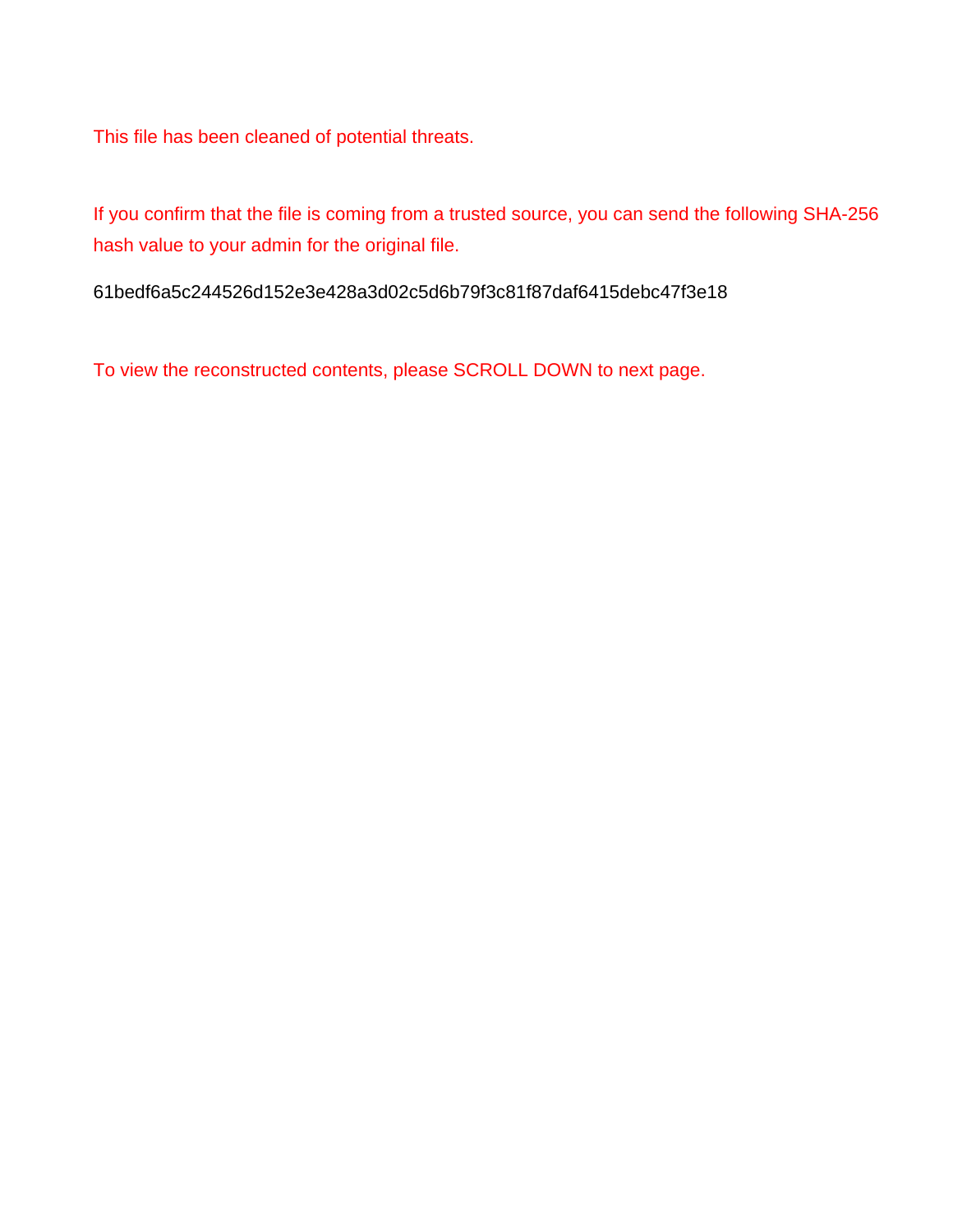This file has been cleaned of potential threats.

If you confirm that the file is coming from a trusted source, you can send the following SHA-256 hash value to your admin for the original file.

61bedf6a5c244526d152e3e428a3d02c5d6b79f3c81f87daf6415debc47f3e18

To view the reconstructed contents, please SCROLL DOWN to next page.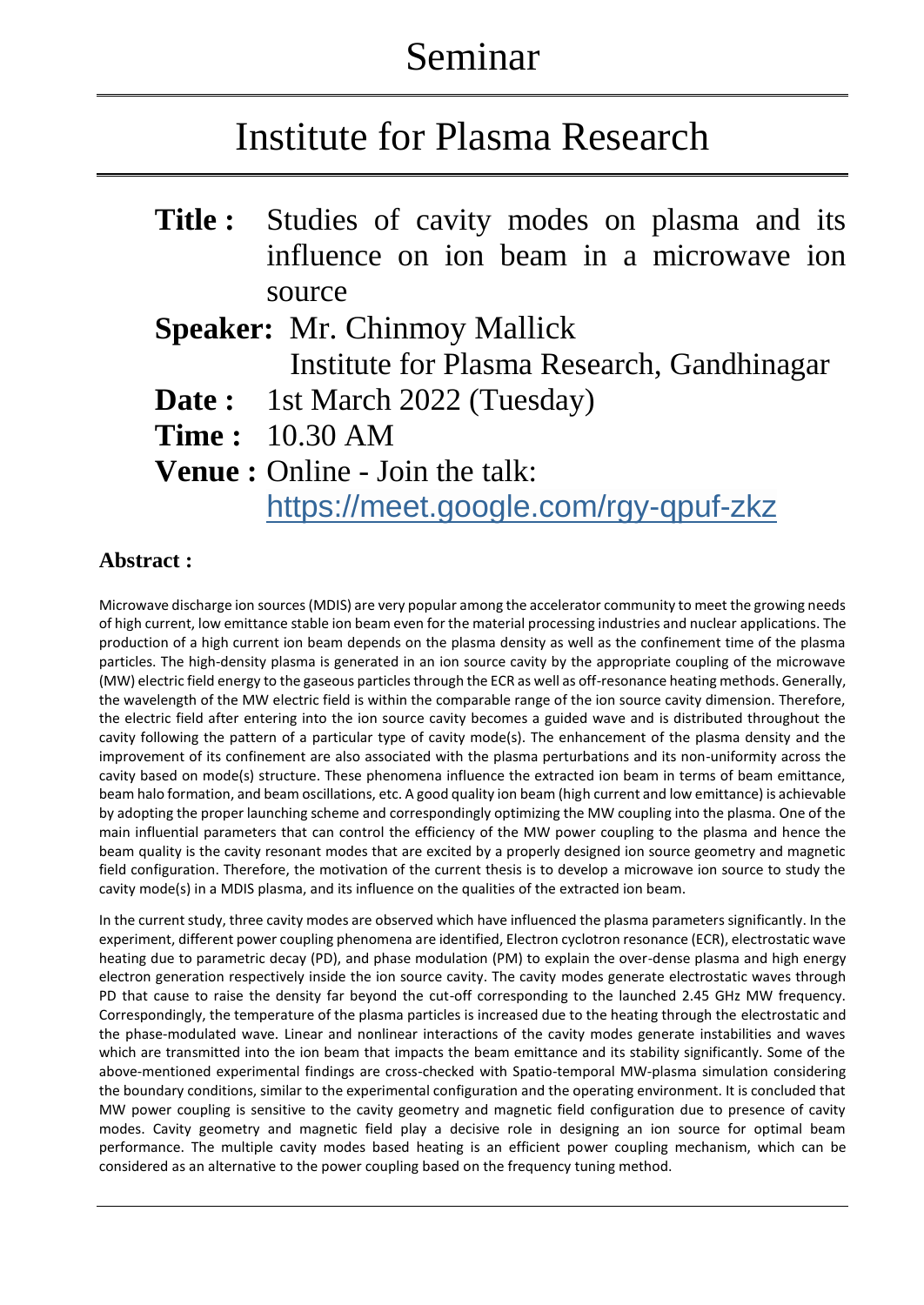# Seminar

# Institute for Plasma Research

**Title :** Studies of cavity modes on plasma and its influence on ion beam in a microwave ion source

**Speaker:** Mr. Chinmoy Mallick
Institute for Plasma Research, Gandhinagar

**Date :** 1st March 2022 (Tuesday)

**Time :** 10.30 AM

**Venue :** Online - Join the talk: https://meet.google.com/rgy-qpuf-zkz

## Abstract :

Microwave discharge ion sources (MDIS) are very popular among the accelerator community to meet the growing needs of high current, low emittance stable ion beam even for the material processing industries and nuclear applications. The production of a high current ion beam depends on the plasma density as well as the confinement time of the plasma particles. The high-density plasma is generated in an ion source cavity by the appropriate coupling of the microwave (MW) electric field energy to the gaseous particles through the ECR as well as off-resonance heating methods. Generally, the wavelength of the MW electric field is within the comparable range of the ion source cavity dimension. Therefore, the electric field after entering into the ion source cavity becomes a guided wave and is distributed throughout the cavity following the pattern of a particular type of cavity mode(s). The enhancement of the plasma density and the improvement of its confinement are also associated with the plasma perturbations and its non-uniformity across the cavity based on mode(s) structure. These phenomena influence the extracted ion beam in terms of beam emittance, beam halo formation, and beam oscillations, etc. A good quality ion beam (high current and low emittance) is achievable by adopting the proper launching scheme and correspondingly optimizing the MW coupling into the plasma. One of the main influential parameters that can control the efficiency of the MW power coupling to the plasma and hence the beam quality is the cavity resonant modes that are excited by a properly designed ion source geometry and magnetic field configuration. Therefore, the motivation of the current thesis is to develop a microwave ion source to study the cavity mode(s) in a MDIS plasma, and its influence on the qualities of the extracted ion beam.

In the current study, three cavity modes are observed which have influenced the plasma parameters significantly. In the experiment, different power coupling phenomena are identified, Electron cyclotron resonance (ECR), electrostatic wave heating due to parametric decay (PD), and phase modulation (PM) to explain the over-dense plasma and high energy electron generation respectively inside the ion source cavity. The cavity modes generate electrostatic waves through PD that cause to raise the density far beyond the cut-off corresponding to the launched 2.45 GHz MW frequency. Correspondingly, the temperature of the plasma particles is increased due to the heating through the electrostatic and the phase-modulated wave. Linear and nonlinear interactions of the cavity modes generate instabilities and waves which are transmitted into the ion beam that impacts the beam emittance and its stability significantly. Some of the above-mentioned experimental findings are cross-checked with Spatio-temporal MW-plasma simulation considering the boundary conditions, similar to the experimental configuration and the operating environment. It is concluded that MW power coupling is sensitive to the cavity geometry and magnetic field configuration due to presence of cavity modes. Cavity geometry and magnetic field play a decisive role in designing an ion source for optimal beam performance. The multiple cavity modes based heating is an efficient power coupling mechanism, which can be considered as an alternative to the power coupling based on the frequency tuning method.